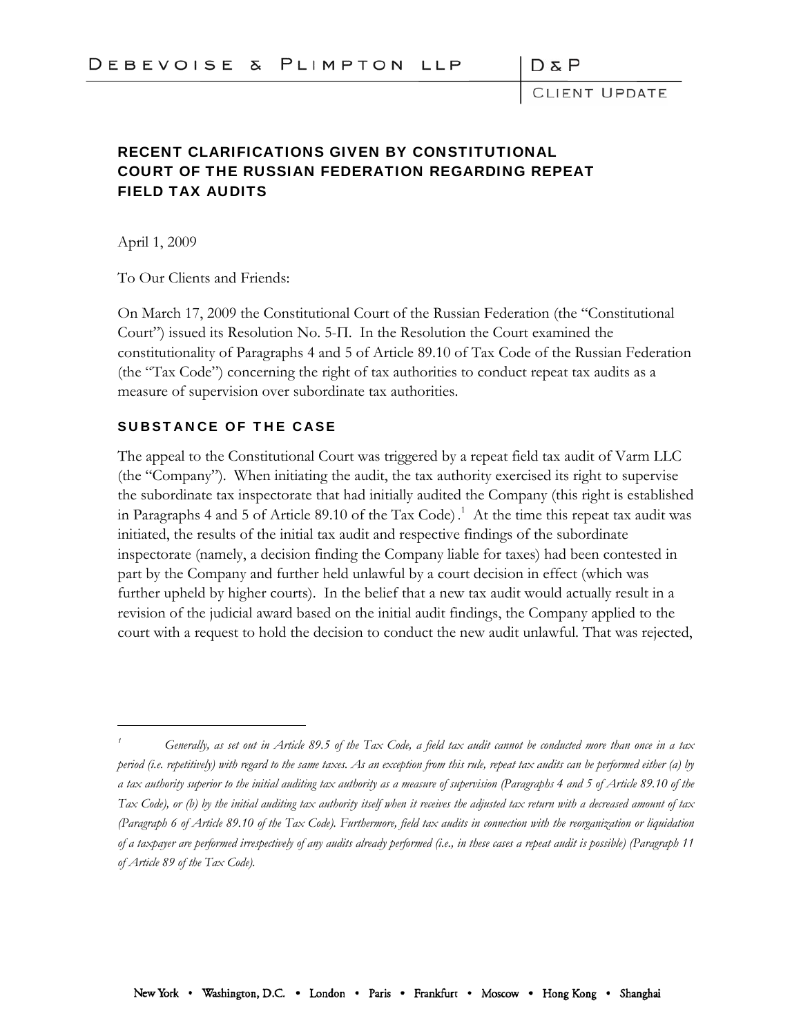# RECENT CLARIFICATIONS GIVEN BY CONSTITUTIONAL COURT OF THE RUSSIAN FEDERATION REGARDING REPEAT FIELD TAX AUDITS

April 1, 2009

To Our Clients and Friends:

On March 17, 2009 the Constitutional Court of the Russian Federation (the "Constitutional Court") issued its Resolution No. 5-П. In the Resolution the Court examined the constitutionality of Paragraphs 4 and 5 of Article 89.10 of Tax Code of the Russian Federation (the "Tax Code") concerning the right of tax authorities to conduct repeat tax audits as a measure of supervision over subordinate tax authorities.

## SUBSTANCE OF THE CASE

The appeal to the Constitutional Court was triggered by a repeat field tax audit of Varm LLC (the "Company"). When initiating the audit, the tax authority exercised its right to supervise the subordinate tax inspectorate that had initially audited the Company (this right is established in Paragraphs 4 and 5 of Article 89.10 of the Tax Code).[1] At the time this repeat tax audit was initiated, the results of the initial tax audit and respective findings of the subordinate inspectorate (namely, a decision finding the Company liable for taxes) had been contested in part by the Company and further held unlawful by a court decision in effect (which was further upheld by higher courts). In the belief that a new tax audit would actually result in a revision of the judicial award based on the initial audit findings, the Company applied to the court with a request to hold the decision to conduct the new audit unlawful. That was rejected,

---

[1] *Generally, as set out in Article 89.5 of the Tax Code, a field tax audit cannot be conducted more than once in a tax period (i.e. repetitively) with regard to the same taxes. As an exception from this rule, repeat tax audits can be performed either (a) by a tax authority superior to the initial auditing tax authority as a measure of supervision (Paragraphs 4 and 5 of Article 89.10 of the Tax Code), or (b) by the initial auditing tax authority itself when it receives the adjusted tax return with a decreased amount of tax (Paragraph 6 of Article 89.10 of the Tax Code). Furthermore, field tax audits in connection with the reorganization or liquidation of a taxpayer are performed irrespectively of any audits already performed (i.e., in these cases a repeat audit is possible) (Paragraph 11 of Article 89 of the Tax Code).*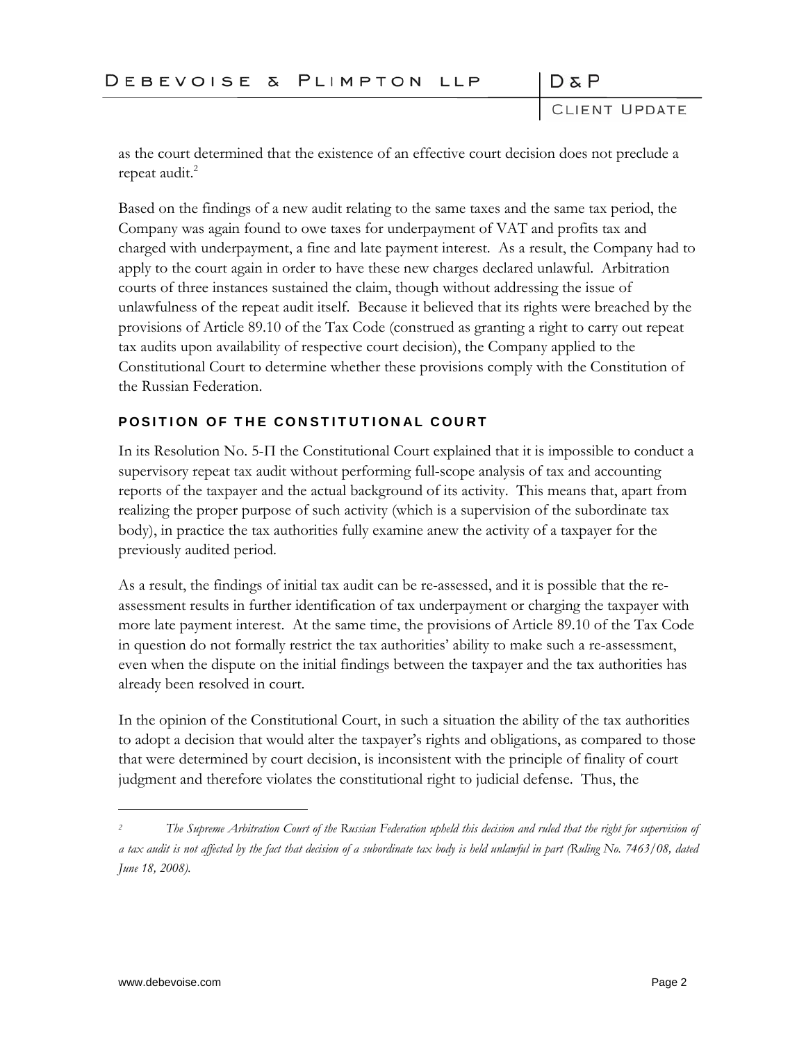as the court determined that the existence of an effective court decision does not preclude a repeat audit.[2]

Based on the findings of a new audit relating to the same taxes and the same tax period, the Company was again found to owe taxes for underpayment of VAT and profits tax and charged with underpayment, a fine and late payment interest. As a result, the Company had to apply to the court again in order to have these new charges declared unlawful. Arbitration courts of three instances sustained the claim, though without addressing the issue of unlawfulness of the repeat audit itself. Because it believed that its rights were breached by the provisions of Article 89.10 of the Tax Code (construed as granting a right to carry out repeat tax audits upon availability of respective court decision), the Company applied to the Constitutional Court to determine whether these provisions comply with the Constitution of the Russian Federation.

## POSITION OF THE CONSTITUTIONAL COURT

In its Resolution No. 5-П the Constitutional Court explained that it is impossible to conduct a supervisory repeat tax audit without performing full-scope analysis of tax and accounting reports of the taxpayer and the actual background of its activity. This means that, apart from realizing the proper purpose of such activity (which is a supervision of the subordinate tax body), in practice the tax authorities fully examine anew the activity of a taxpayer for the previously audited period.

As a result, the findings of initial tax audit can be re-assessed, and it is possible that the re-assessment results in further identification of tax underpayment or charging the taxpayer with more late payment interest. At the same time, the provisions of Article 89.10 of the Tax Code in question do not formally restrict the tax authorities' ability to make such a re-assessment, even when the dispute on the initial findings between the taxpayer and the tax authorities has already been resolved in court.

In the opinion of the Constitutional Court, in such a situation the ability of the tax authorities to adopt a decision that would alter the taxpayer's rights and obligations, as compared to those that were determined by court decision, is inconsistent with the principle of finality of court judgment and therefore violates the constitutional right to judicial defense. Thus, the

---

[2] *The Supreme Arbitration Court of the Russian Federation upheld this decision and ruled that the right for supervision of a tax audit is not affected by the fact that decision of a subordinate tax body is held unlawful in part (Ruling No. 7463/08, dated June 18, 2008).*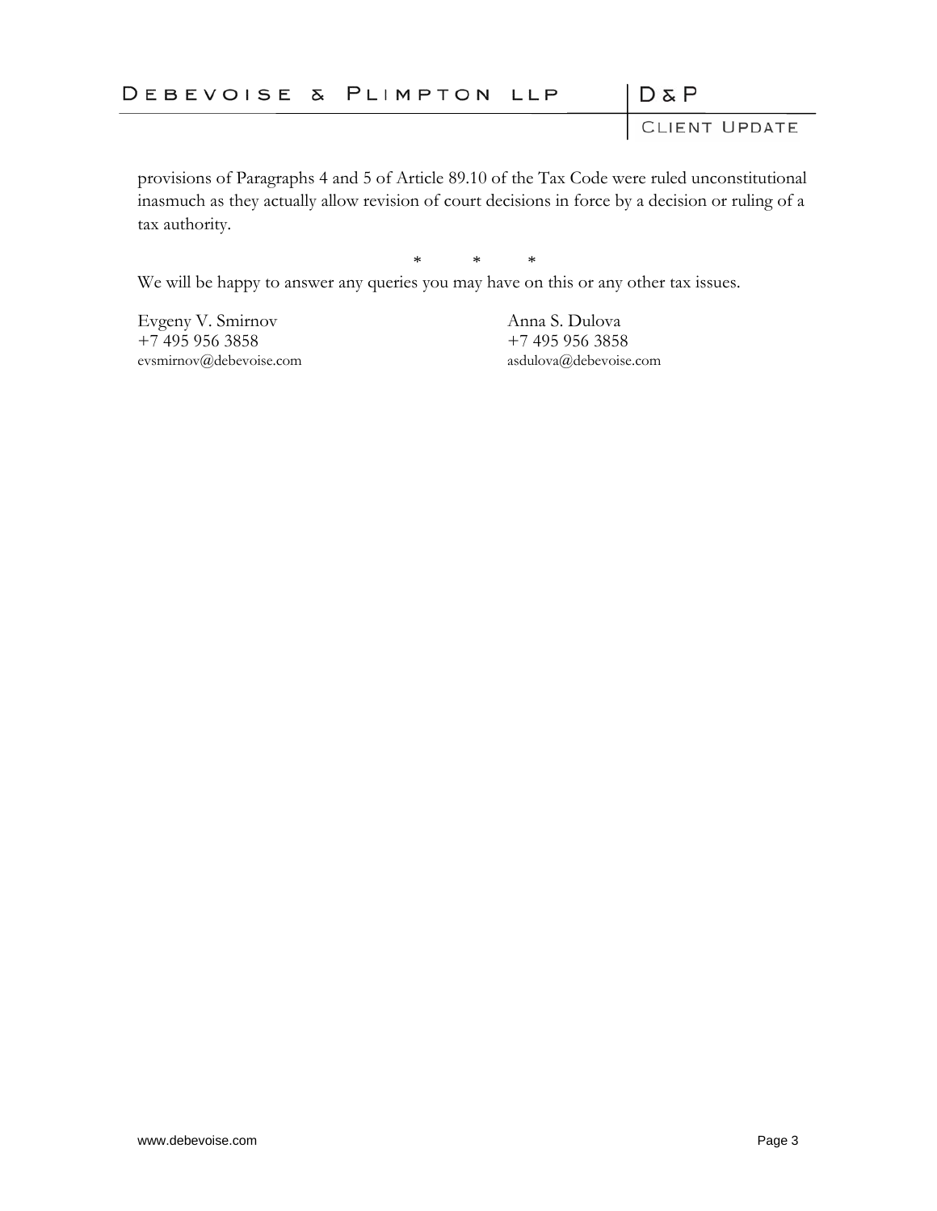provisions of Paragraphs 4 and 5 of Article 89.10 of the Tax Code were ruled unconstitutional inasmuch as they actually allow revision of court decisions in force by a decision or ruling of a tax authority.

\*  \*  \*

We will be happy to answer any queries you may have on this or any other tax issues.

Evgeny V. Smirnov
+7 495 956 3858
evsmirnov@debevoise.com

Anna S. Dulova
+7 495 956 3858
asdulova@debevoise.com